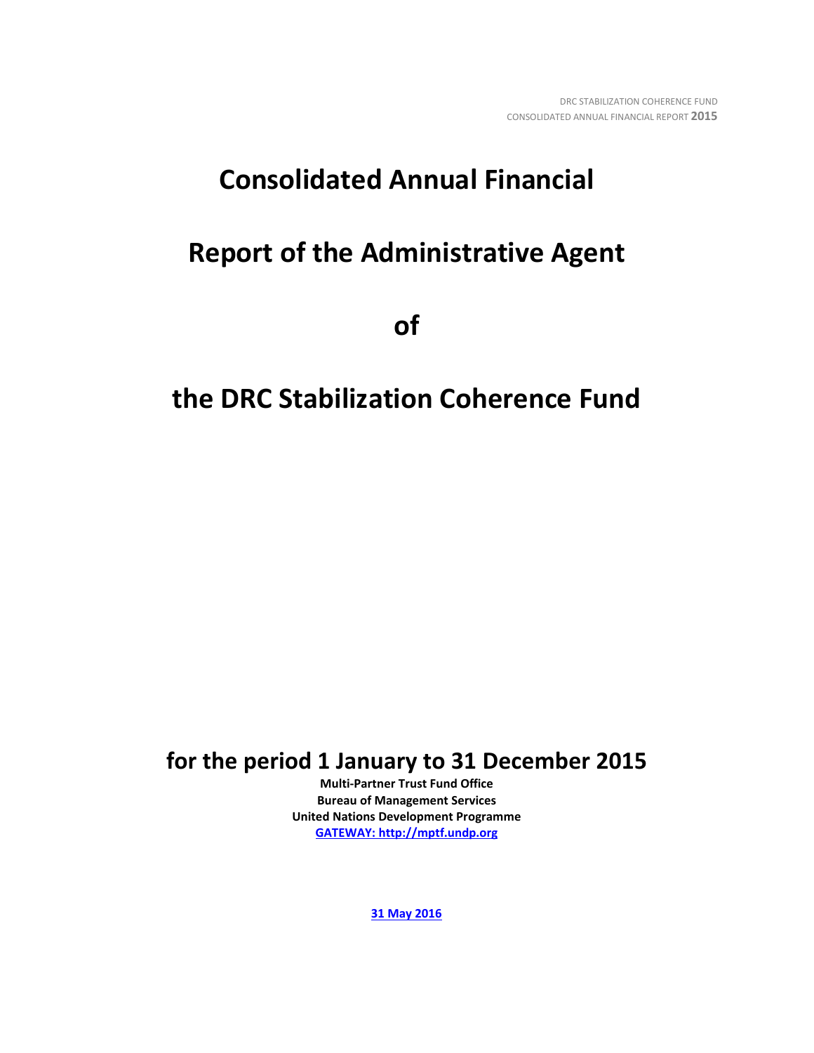# Consolidated Annual Financial

# Report of the Administrative Agent

# of

# the DRC Stabilization Coherence Fund

## for the period 1 January to 31 December 2015

**Multi-Partner Trust Fund Office**
**Bureau of Management Services**
**United Nations Development Programme**
**GATEWAY: http://mptf.undp.org**

**31 May 2016**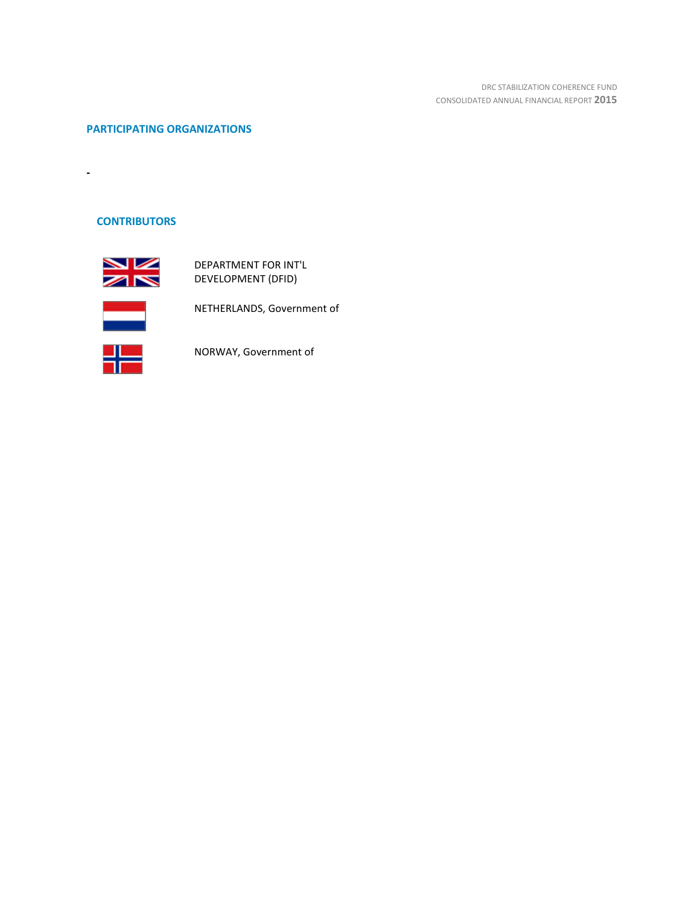## PARTICIPATING ORGANIZATIONS

-

## CONTRIBUTORS

DEPARTMENT FOR INT'L DEVELOPMENT (DFID)

NETHERLANDS, Government of

NORWAY, Government of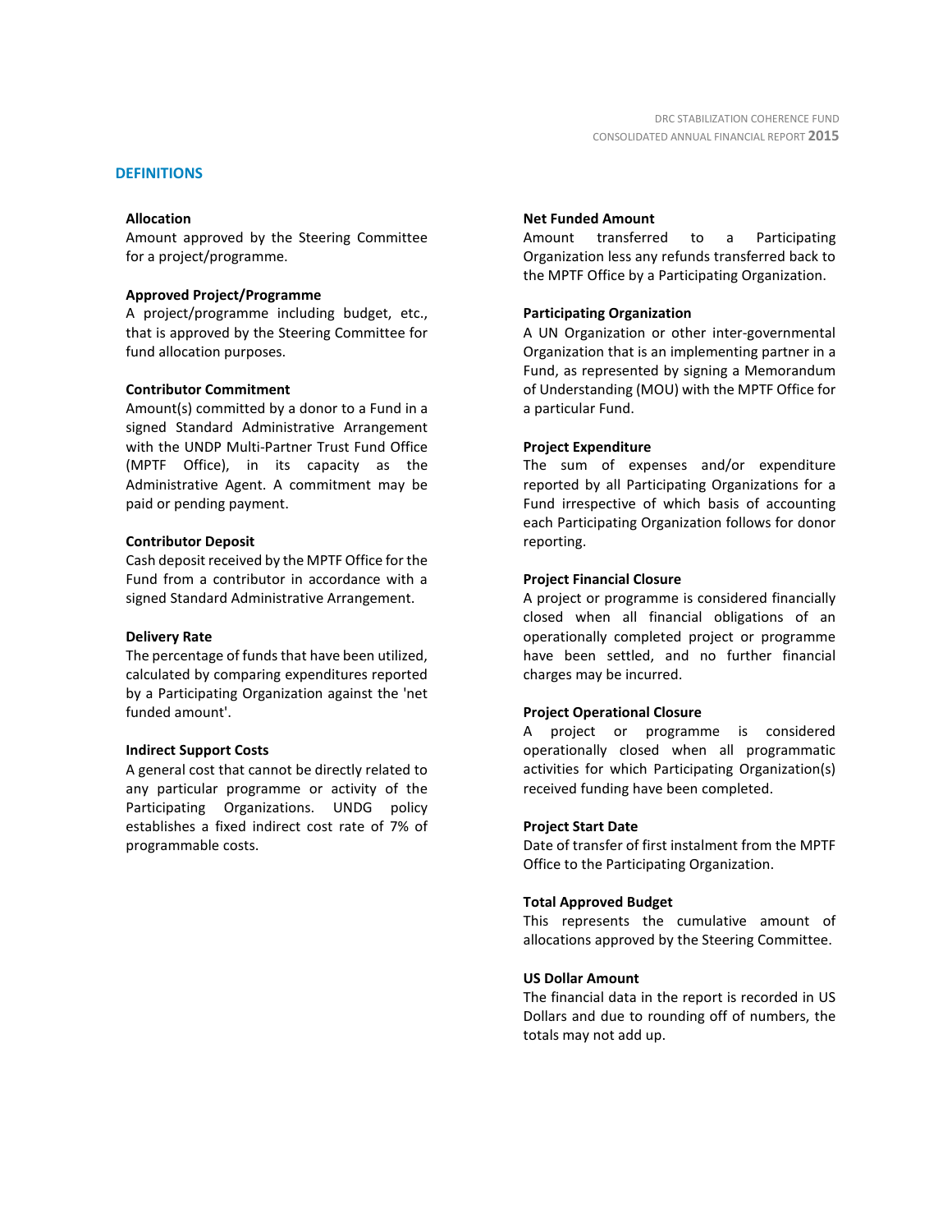## DEFINITIONS

**Allocation**
Amount approved by the Steering Committee for a project/programme.

**Approved Project/Programme**
A project/programme including budget, etc., that is approved by the Steering Committee for fund allocation purposes.

**Contributor Commitment**
Amount(s) committed by a donor to a Fund in a signed Standard Administrative Arrangement with the UNDP Multi-Partner Trust Fund Office (MPTF Office), in its capacity as the Administrative Agent. A commitment may be paid or pending payment.

**Contributor Deposit**
Cash deposit received by the MPTF Office for the Fund from a contributor in accordance with a signed Standard Administrative Arrangement.

**Delivery Rate**
The percentage of funds that have been utilized, calculated by comparing expenditures reported by a Participating Organization against the 'net funded amount'.

**Indirect Support Costs**
A general cost that cannot be directly related to any particular programme or activity of the Participating Organizations. UNDG policy establishes a fixed indirect cost rate of 7% of programmable costs.

**Net Funded Amount**
Amount transferred to a Participating Organization less any refunds transferred back to the MPTF Office by a Participating Organization.

**Participating Organization**
A UN Organization or other inter-governmental Organization that is an implementing partner in a Fund, as represented by signing a Memorandum of Understanding (MOU) with the MPTF Office for a particular Fund.

**Project Expenditure**
The sum of expenses and/or expenditure reported by all Participating Organizations for a Fund irrespective of which basis of accounting each Participating Organization follows for donor reporting.

**Project Financial Closure**
A project or programme is considered financially closed when all financial obligations of an operationally completed project or programme have been settled, and no further financial charges may be incurred.

**Project Operational Closure**
A project or programme is considered operationally closed when all programmatic activities for which Participating Organization(s) received funding have been completed.

**Project Start Date**
Date of transfer of first instalment from the MPTF Office to the Participating Organization.

**Total Approved Budget**
This represents the cumulative amount of allocations approved by the Steering Committee.

**US Dollar Amount**
The financial data in the report is recorded in US Dollars and due to rounding off of numbers, the totals may not add up.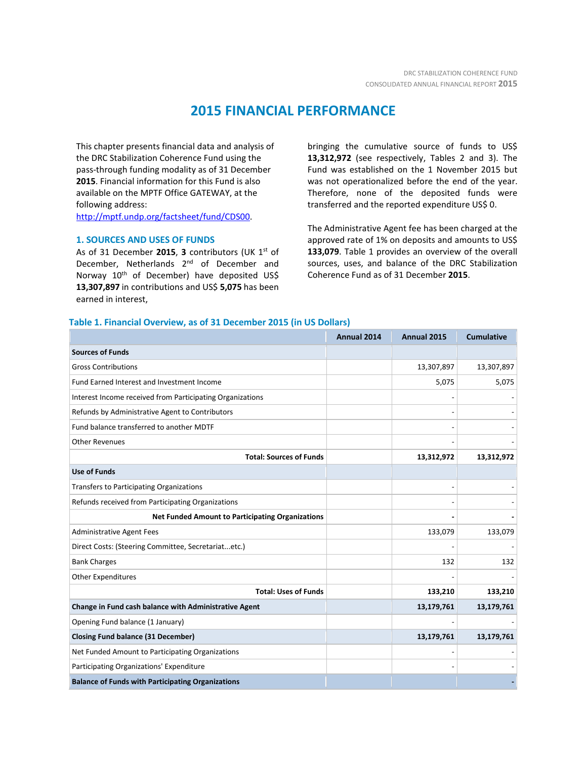## 2015 FINANCIAL PERFORMANCE

This chapter presents financial data and analysis of the DRC Stabilization Coherence Fund using the pass-through funding modality as of 31 December **2015**. Financial information for this Fund is also available on the MPTF Office GATEWAY, at the following address: http://mptf.undp.org/factsheet/fund/CDS00.

### 1. SOURCES AND USES OF FUNDS

As of 31 December **2015**, **3** contributors (UK 1st of December, Netherlands 2nd of December and Norway 10th of December) have deposited US$ **13,307,897** in contributions and US$ **5,075** has been earned in interest,

bringing the cumulative source of funds to US$ **13,312,972** (see respectively, Tables 2 and 3). The Fund was established on the 1 November 2015 but was not operationalized before the end of the year. Therefore, none of the deposited funds were transferred and the reported expenditure US$ 0.

The Administrative Agent fee has been charged at the approved rate of 1% on deposits and amounts to US$ **133,079**. Table 1 provides an overview of the overall sources, uses, and balance of the DRC Stabilization Coherence Fund as of 31 December **2015**.

**Table 1. Financial Overview, as of 31 December 2015 (in US Dollars)**

| | Annual 2014 | Annual 2015 | Cumulative |
|---|---|---|---|
| **Sources of Funds** | | | |
| Gross Contributions | | 13,307,897 | 13,307,897 |
| Fund Earned Interest and Investment Income | | 5,075 | 5,075 |
| Interest Income received from Participating Organizations | | - | - |
| Refunds by Administrative Agent to Contributors | | - | - |
| Fund balance transferred to another MDTF | | - | - |
| Other Revenues | | - | - |
| **Total: Sources of Funds** | | **13,312,972** | **13,312,972** |
| **Use of Funds** | | | |
| Transfers to Participating Organizations | | - | - |
| Refunds received from Participating Organizations | | - | - |
| **Net Funded Amount to Participating Organizations** | | **-** | **-** |
| Administrative Agent Fees | | 133,079 | 133,079 |
| Direct Costs: (Steering Committee, Secretariat...etc.) | | - | - |
| Bank Charges | | 132 | 132 |
| Other Expenditures | | - | - |
| **Total: Uses of Funds** | | **133,210** | **133,210** |
| **Change in Fund cash balance with Administrative Agent** | | **13,179,761** | **13,179,761** |
| Opening Fund balance (1 January) | | - | - |
| **Closing Fund balance (31 December)** | | **13,179,761** | **13,179,761** |
| Net Funded Amount to Participating Organizations | | - | - |
| Participating Organizations' Expenditure | | - | - |
| **Balance of Funds with Participating Organizations** | | | **-** |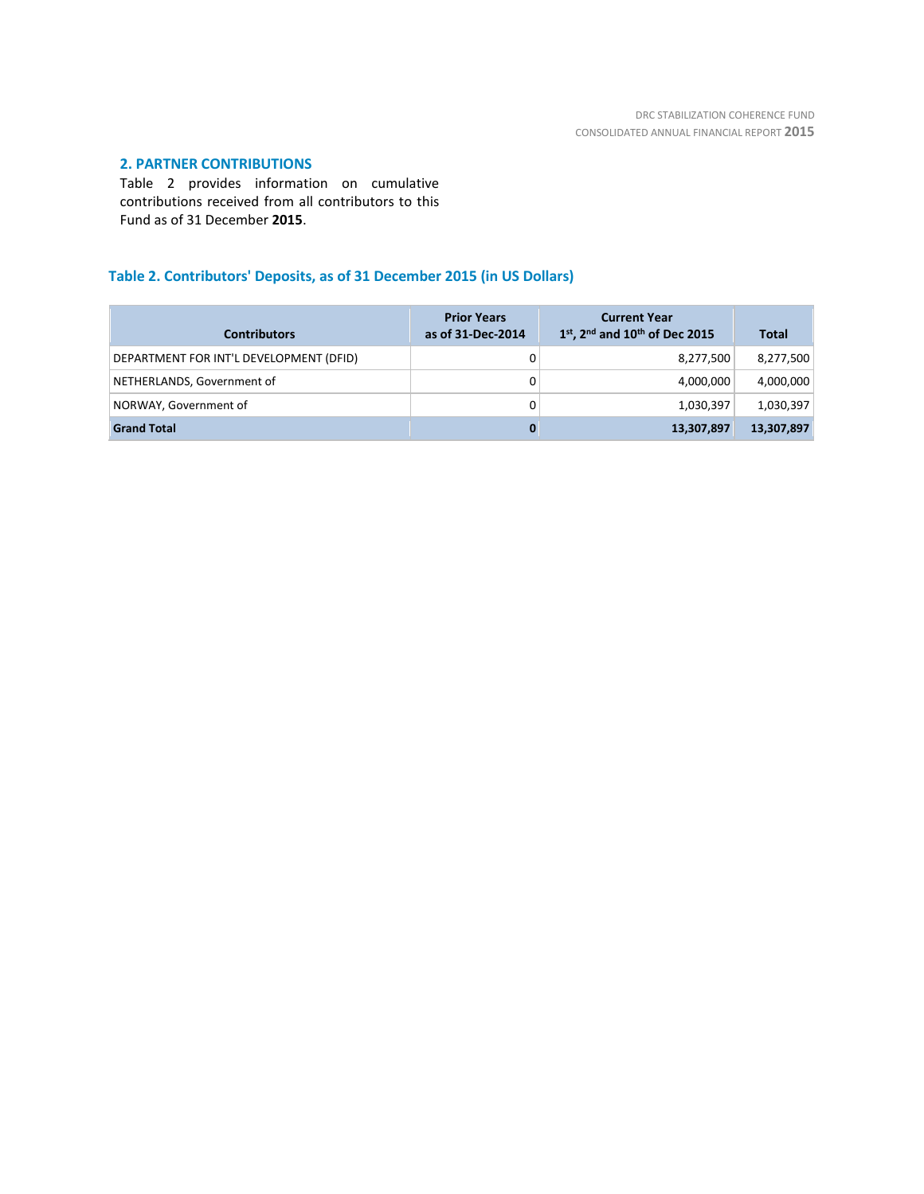## 2. PARTNER CONTRIBUTIONS

Table 2 provides information on cumulative contributions received from all contributors to this Fund as of 31 December **2015**.

### Table 2. Contributors' Deposits, as of 31 December 2015 (in US Dollars)

| Contributors | Prior Years as of 31-Dec-2014 | Current Year 1st, 2nd and 10th of Dec 2015 | Total |
|---|---|---|---|
| DEPARTMENT FOR INT'L DEVELOPMENT (DFID) | 0 | 8,277,500 | 8,277,500 |
| NETHERLANDS, Government of | 0 | 4,000,000 | 4,000,000 |
| NORWAY, Government of | 0 | 1,030,397 | 1,030,397 |
| **Grand Total** | **0** | **13,307,897** | **13,307,897** |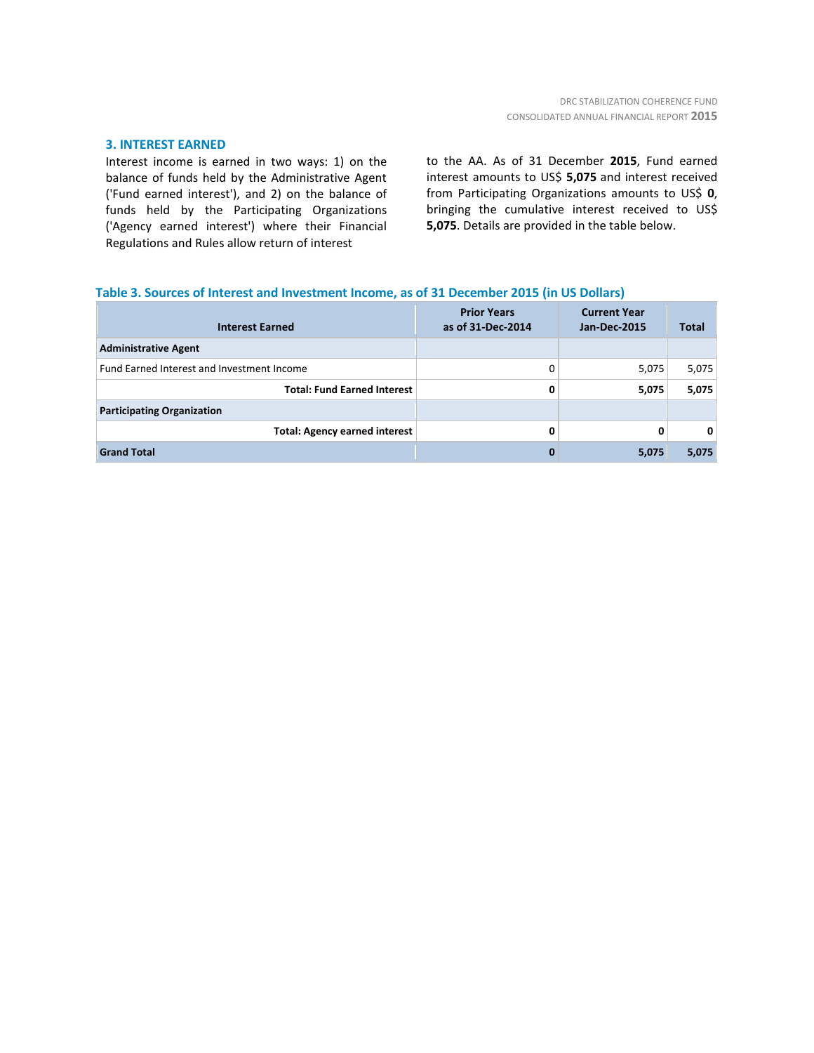## 3. INTEREST EARNED

Interest income is earned in two ways: 1) on the balance of funds held by the Administrative Agent ('Fund earned interest'), and 2) on the balance of funds held by the Participating Organizations ('Agency earned interest') where their Financial Regulations and Rules allow return of interest to the AA. As of 31 December **2015**, Fund earned interest amounts to US$ **5,075** and interest received from Participating Organizations amounts to US$ **0**, bringing the cumulative interest received to US$ **5,075**. Details are provided in the table below.

**Table 3. Sources of Interest and Investment Income, as of 31 December 2015 (in US Dollars)**

| Interest Earned | Prior Years as of 31-Dec-2014 | Current Year Jan-Dec-2015 | Total |
|---|---|---|---|
| **Administrative Agent** | | | |
| Fund Earned Interest and Investment Income | 0 | 5,075 | 5,075 |
| **Total: Fund Earned Interest** | **0** | **5,075** | **5,075** |
| **Participating Organization** | | | |
| **Total: Agency earned interest** | **0** | **0** | **0** |
| **Grand Total** | **0** | **5,075** | **5,075** |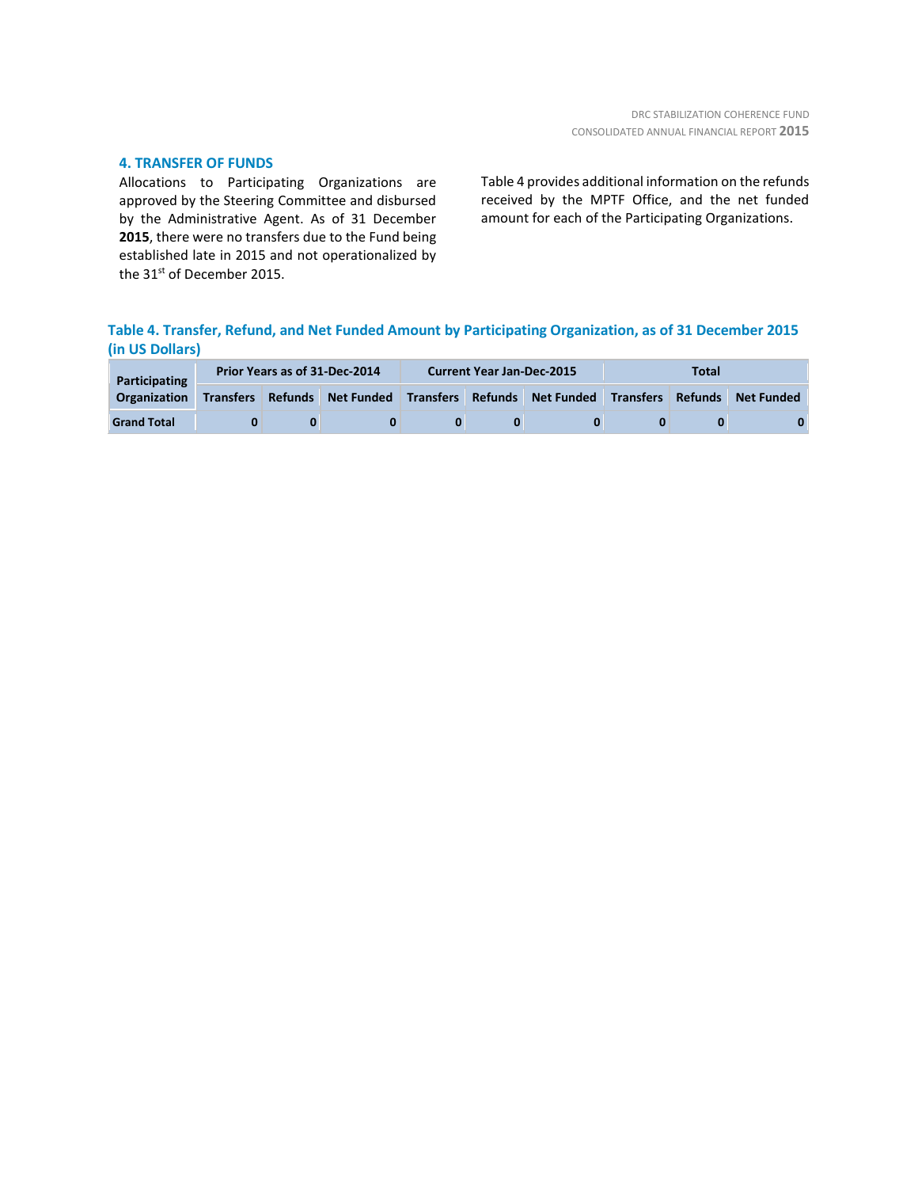## 4. TRANSFER OF FUNDS

Allocations to Participating Organizations are approved by the Steering Committee and disbursed by the Administrative Agent. As of 31 December **2015**, there were no transfers due to the Fund being established late in 2015 and not operationalized by the 31st of December 2015.

Table 4 provides additional information on the refunds received by the MPTF Office, and the net funded amount for each of the Participating Organizations.

**Table 4. Transfer, Refund, and Net Funded Amount by Participating Organization, as of 31 December 2015 (in US Dollars)**

| Participating Organization | Prior Years as of 31-Dec-2014 | | | Current Year Jan-Dec-2015 | | | Total | | |
|---|---|---|---|---|---|---|---|---|---|
| | Transfers | Refunds | Net Funded | Transfers | Refunds | Net Funded | Transfers | Refunds | Net Funded |
| **Grand Total** | **0** | **0** | **0** | **0** | **0** | **0** | **0** | **0** | **0** |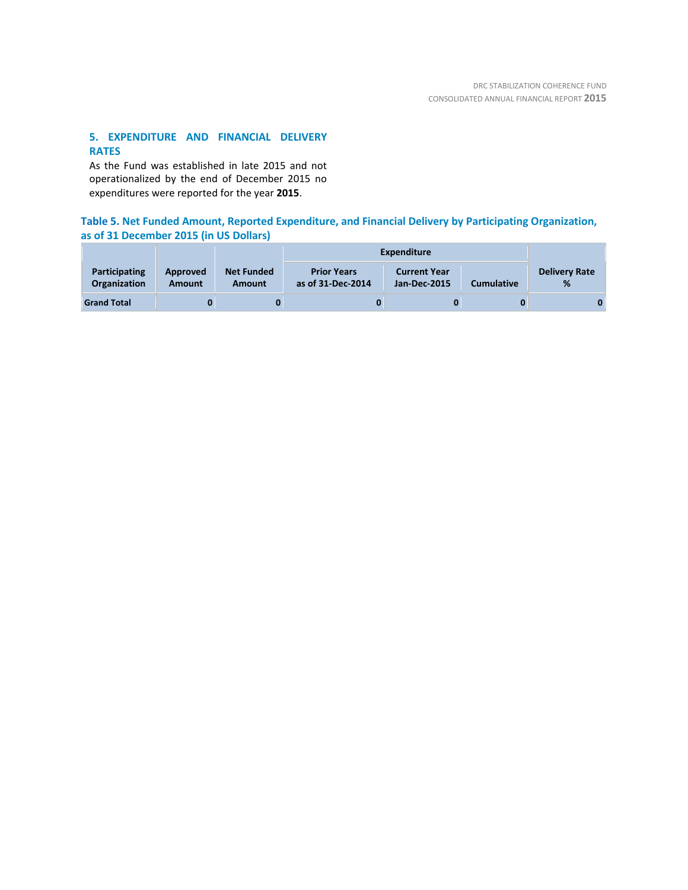## 5. EXPENDITURE AND FINANCIAL DELIVERY RATES

As the Fund was established in late 2015 and not operationalized by the end of December 2015 no expenditures were reported for the year **2015**.

**Table 5. Net Funded Amount, Reported Expenditure, and Financial Delivery by Participating Organization, as of 31 December 2015 (in US Dollars)**

| Participating Organization | Approved Amount | Net Funded Amount | Expenditure | | | Delivery Rate % |
|---|---|---|---|---|---|---|
| | | | Prior Years as of 31-Dec-2014 | Current Year Jan-Dec-2015 | Cumulative | |
| **Grand Total** | **0** | **0** | **0** | **0** | **0** | **0** |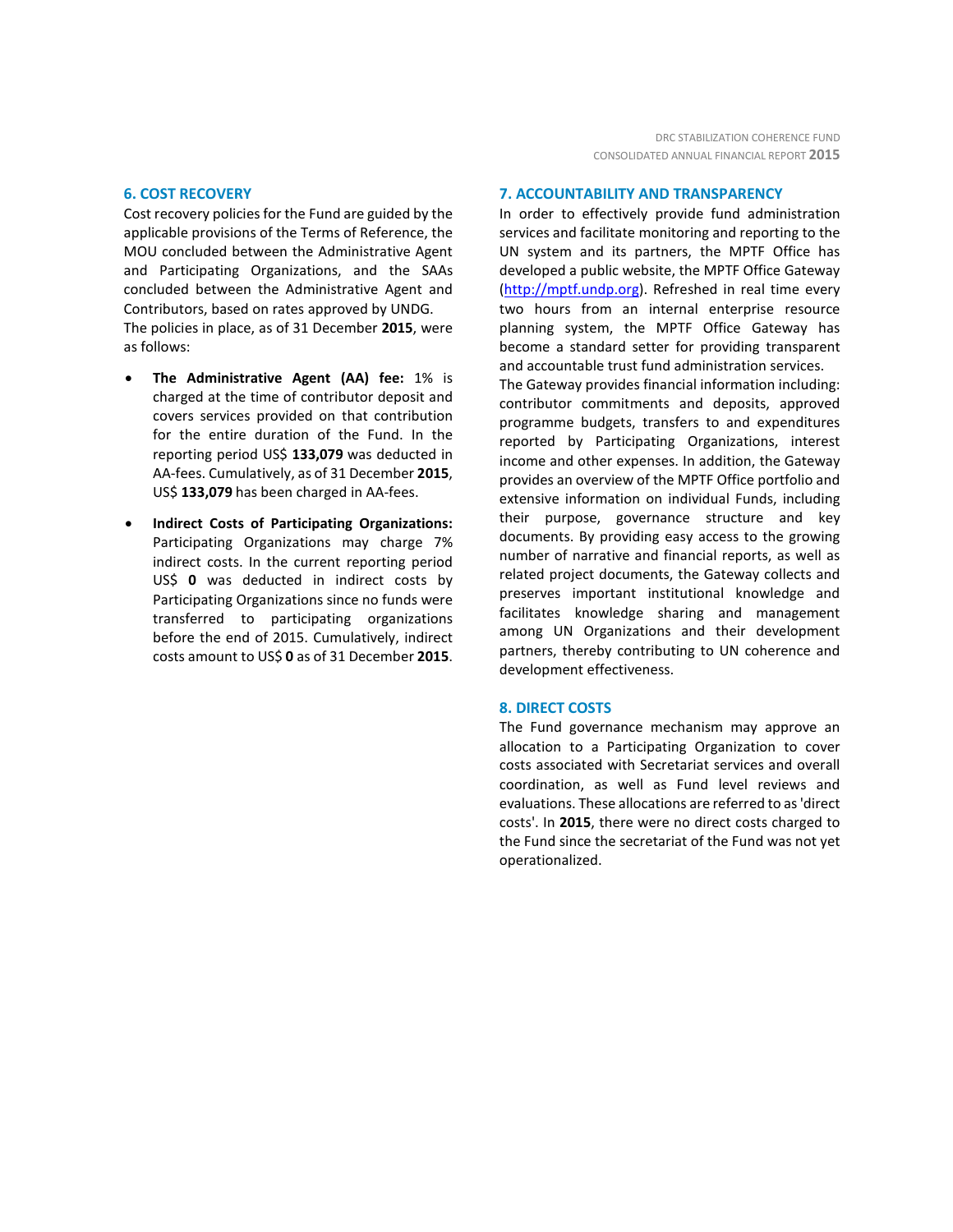## 6. COST RECOVERY

Cost recovery policies for the Fund are guided by the applicable provisions of the Terms of Reference, the MOU concluded between the Administrative Agent and Participating Organizations, and the SAAs concluded between the Administrative Agent and Contributors, based on rates approved by UNDG.

The policies in place, as of 31 December **2015**, were as follows:

- **The Administrative Agent (AA) fee:** 1% is charged at the time of contributor deposit and covers services provided on that contribution for the entire duration of the Fund. In the reporting period US$ **133,079** was deducted in AA-fees. Cumulatively, as of 31 December **2015**, US$ **133,079** has been charged in AA-fees.

- **Indirect Costs of Participating Organizations:** Participating Organizations may charge 7% indirect costs. In the current reporting period US$ **0** was deducted in indirect costs by Participating Organizations since no funds were transferred to participating organizations before the end of 2015. Cumulatively, indirect costs amount to US$ **0** as of 31 December **2015**.

## 7. ACCOUNTABILITY AND TRANSPARENCY

In order to effectively provide fund administration services and facilitate monitoring and reporting to the UN system and its partners, the MPTF Office has developed a public website, the MPTF Office Gateway (http://mptf.undp.org). Refreshed in real time every two hours from an internal enterprise resource planning system, the MPTF Office Gateway has become a standard setter for providing transparent and accountable trust fund administration services.

The Gateway provides financial information including: contributor commitments and deposits, approved programme budgets, transfers to and expenditures reported by Participating Organizations, interest income and other expenses. In addition, the Gateway provides an overview of the MPTF Office portfolio and extensive information on individual Funds, including their purpose, governance structure and key documents. By providing easy access to the growing number of narrative and financial reports, as well as related project documents, the Gateway collects and preserves important institutional knowledge and facilitates knowledge sharing and management among UN Organizations and their development partners, thereby contributing to UN coherence and development effectiveness.

## 8. DIRECT COSTS

The Fund governance mechanism may approve an allocation to a Participating Organization to cover costs associated with Secretariat services and overall coordination, as well as Fund level reviews and evaluations. These allocations are referred to as 'direct costs'. In **2015**, there were no direct costs charged to the Fund since the secretariat of the Fund was not yet operationalized.